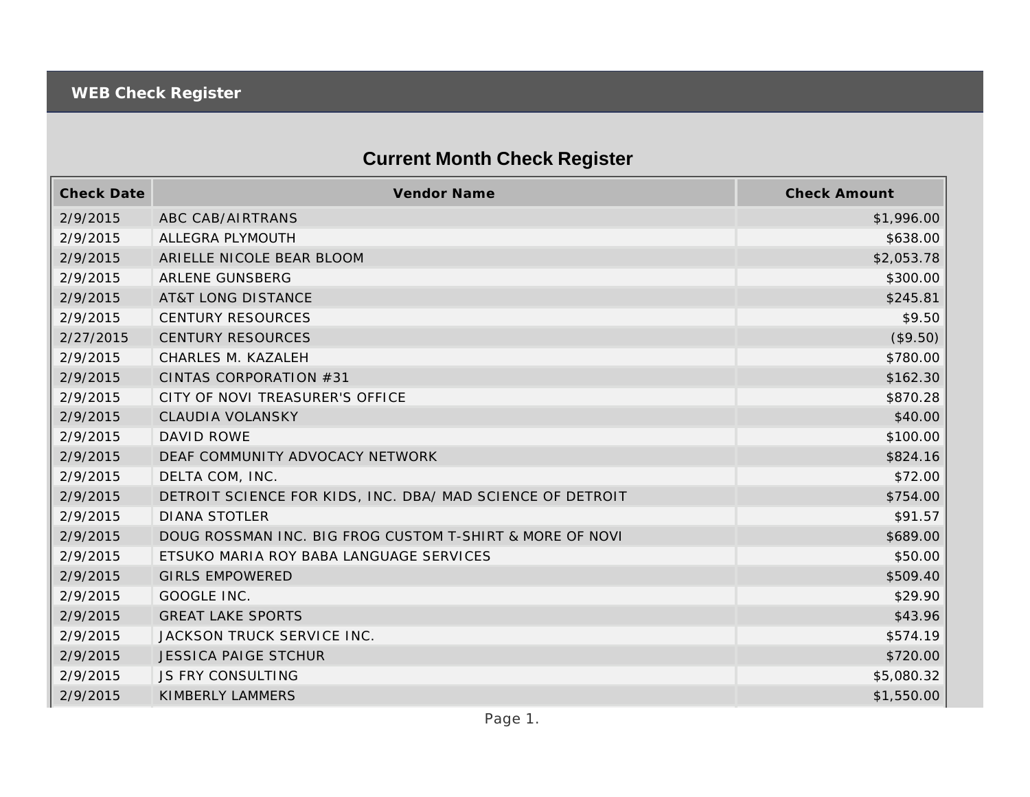## WEB Check Register

# Current Month Check Register

| Check Date | Vendor Name | Check Amount |
|---|---|---|
| 2/9/2015 | ABC CAB/AIRTRANS | $1,996.00 |
| 2/9/2015 | ALLEGRA PLYMOUTH | $638.00 |
| 2/9/2015 | ARIELLE NICOLE BEAR BLOOM | $2,053.78 |
| 2/9/2015 | ARLENE GUNSBERG | $300.00 |
| 2/9/2015 | AT&T LONG DISTANCE | $245.81 |
| 2/9/2015 | CENTURY RESOURCES | $9.50 |
| 2/27/2015 | CENTURY RESOURCES | ($9.50) |
| 2/9/2015 | CHARLES M. KAZALEH | $780.00 |
| 2/9/2015 | CINTAS CORPORATION #31 | $162.30 |
| 2/9/2015 | CITY OF NOVI TREASURER'S OFFICE | $870.28 |
| 2/9/2015 | CLAUDIA VOLANSKY | $40.00 |
| 2/9/2015 | DAVID ROWE | $100.00 |
| 2/9/2015 | DEAF COMMUNITY ADVOCACY NETWORK | $824.16 |
| 2/9/2015 | DELTA COM, INC. | $72.00 |
| 2/9/2015 | DETROIT SCIENCE FOR KIDS, INC. DBA/ MAD SCIENCE OF DETROIT | $754.00 |
| 2/9/2015 | DIANA STOTLER | $91.57 |
| 2/9/2015 | DOUG ROSSMAN INC. BIG FROG CUSTOM T-SHIRT & MORE OF NOVI | $689.00 |
| 2/9/2015 | ETSUKO MARIA ROY BABA LANGUAGE SERVICES | $50.00 |
| 2/9/2015 | GIRLS EMPOWERED | $509.40 |
| 2/9/2015 | GOOGLE INC. | $29.90 |
| 2/9/2015 | GREAT LAKE SPORTS | $43.96 |
| 2/9/2015 | JACKSON TRUCK SERVICE INC. | $574.19 |
| 2/9/2015 | JESSICA PAIGE STCHUR | $720.00 |
| 2/9/2015 | JS FRY CONSULTING | $5,080.32 |
| 2/9/2015 | KIMBERLY LAMMERS | $1,550.00 |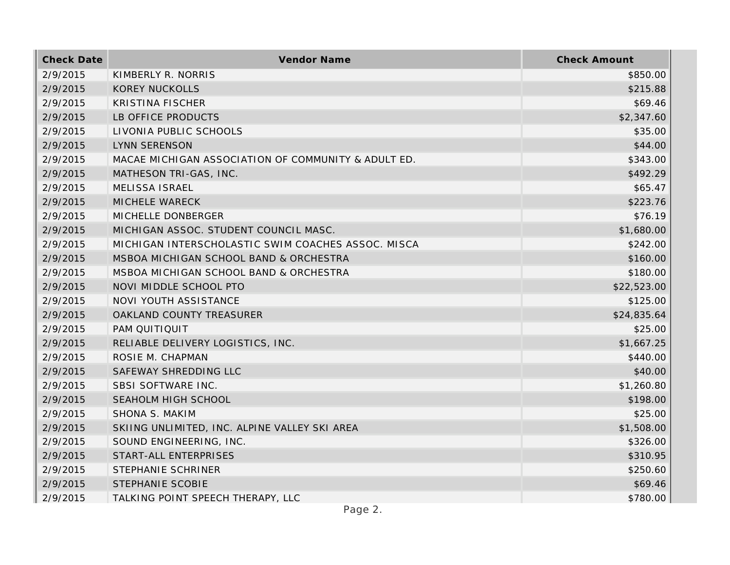| Check Date | Vendor Name | Check Amount |
| --- | --- | --- |
| 2/9/2015 | KIMBERLY R. NORRIS | $850.00 |
| 2/9/2015 | KOREY NUCKOLLS | $215.88 |
| 2/9/2015 | KRISTINA FISCHER | $69.46 |
| 2/9/2015 | LB OFFICE PRODUCTS | $2,347.60 |
| 2/9/2015 | LIVONIA PUBLIC SCHOOLS | $35.00 |
| 2/9/2015 | LYNN SERENSON | $44.00 |
| 2/9/2015 | MACAE MICHIGAN ASSOCIATION OF COMMUNITY & ADULT ED. | $343.00 |
| 2/9/2015 | MATHESON TRI-GAS, INC. | $492.29 |
| 2/9/2015 | MELISSA ISRAEL | $65.47 |
| 2/9/2015 | MICHELE WARECK | $223.76 |
| 2/9/2015 | MICHELLE DONBERGER | $76.19 |
| 2/9/2015 | MICHIGAN ASSOC. STUDENT COUNCIL MASC. | $1,680.00 |
| 2/9/2015 | MICHIGAN INTERSCHOLASTIC SWIM COACHES ASSOC. MISCA | $242.00 |
| 2/9/2015 | MSBOA MICHIGAN SCHOOL BAND & ORCHESTRA | $160.00 |
| 2/9/2015 | MSBOA MICHIGAN SCHOOL BAND & ORCHESTRA | $180.00 |
| 2/9/2015 | NOVI MIDDLE SCHOOL PTO | $22,523.00 |
| 2/9/2015 | NOVI YOUTH ASSISTANCE | $125.00 |
| 2/9/2015 | OAKLAND COUNTY TREASURER | $24,835.64 |
| 2/9/2015 | PAM QUITIQUIT | $25.00 |
| 2/9/2015 | RELIABLE DELIVERY LOGISTICS, INC. | $1,667.25 |
| 2/9/2015 | ROSIE M. CHAPMAN | $440.00 |
| 2/9/2015 | SAFEWAY SHREDDING LLC | $40.00 |
| 2/9/2015 | SBSI SOFTWARE INC. | $1,260.80 |
| 2/9/2015 | SEAHOLM HIGH SCHOOL | $198.00 |
| 2/9/2015 | SHONA S. MAKIM | $25.00 |
| 2/9/2015 | SKIING UNLIMITED, INC. ALPINE VALLEY SKI AREA | $1,508.00 |
| 2/9/2015 | SOUND ENGINEERING, INC. | $326.00 |
| 2/9/2015 | START-ALL ENTERPRISES | $310.95 |
| 2/9/2015 | STEPHANIE SCHRINER | $250.60 |
| 2/9/2015 | STEPHANIE SCOBIE | $69.46 |
| 2/9/2015 | TALKING POINT SPEECH THERAPY, LLC | $780.00 |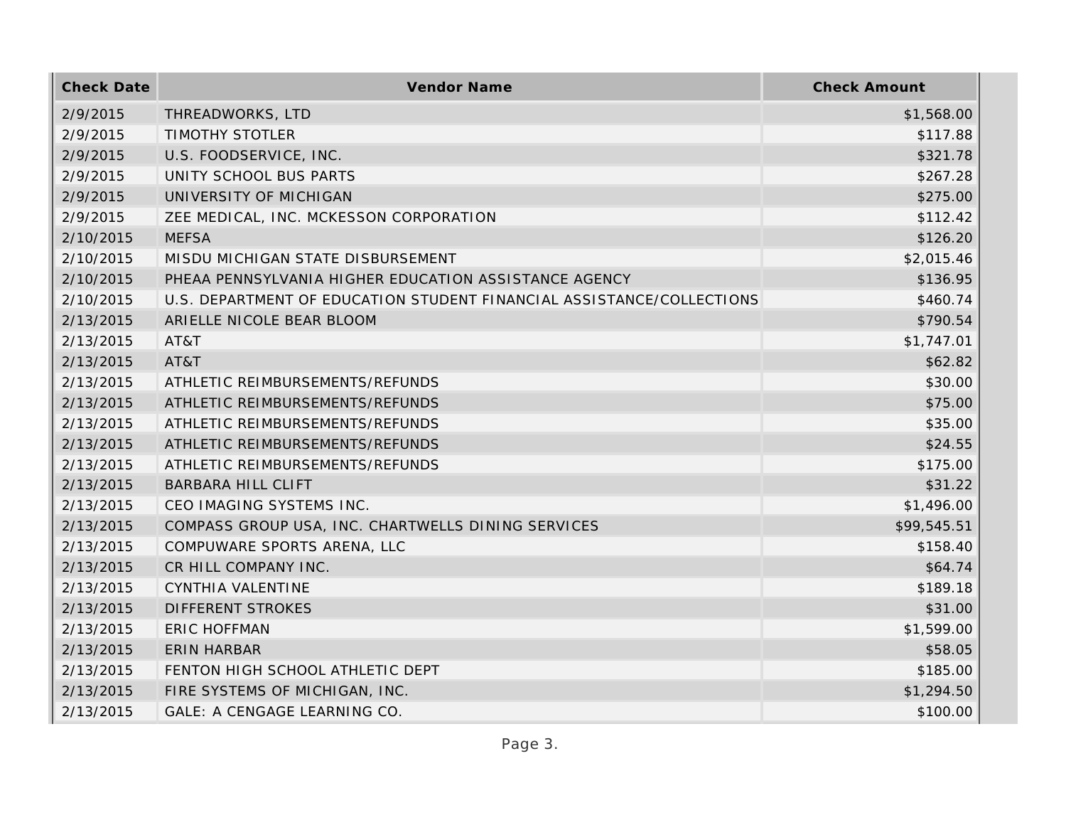| Check Date | Vendor Name | Check Amount |
| --- | --- | --- |
| 2/9/2015 | THREADWORKS, LTD | $1,568.00 |
| 2/9/2015 | TIMOTHY STOTLER | $117.88 |
| 2/9/2015 | U.S. FOODSERVICE, INC. | $321.78 |
| 2/9/2015 | UNITY SCHOOL BUS PARTS | $267.28 |
| 2/9/2015 | UNIVERSITY OF MICHIGAN | $275.00 |
| 2/9/2015 | ZEE MEDICAL, INC. MCKESSON CORPORATION | $112.42 |
| 2/10/2015 | MEFSA | $126.20 |
| 2/10/2015 | MISDU MICHIGAN STATE DISBURSEMENT | $2,015.46 |
| 2/10/2015 | PHEAA PENNSYLVANIA HIGHER EDUCATION ASSISTANCE AGENCY | $136.95 |
| 2/10/2015 | U.S. DEPARTMENT OF EDUCATION STUDENT FINANCIAL ASSISTANCE/COLLECTIONS | $460.74 |
| 2/13/2015 | ARIELLE NICOLE BEAR BLOOM | $790.54 |
| 2/13/2015 | AT&T | $1,747.01 |
| 2/13/2015 | AT&T | $62.82 |
| 2/13/2015 | ATHLETIC REIMBURSEMENTS/REFUNDS | $30.00 |
| 2/13/2015 | ATHLETIC REIMBURSEMENTS/REFUNDS | $75.00 |
| 2/13/2015 | ATHLETIC REIMBURSEMENTS/REFUNDS | $35.00 |
| 2/13/2015 | ATHLETIC REIMBURSEMENTS/REFUNDS | $24.55 |
| 2/13/2015 | ATHLETIC REIMBURSEMENTS/REFUNDS | $175.00 |
| 2/13/2015 | BARBARA HILL CLIFT | $31.22 |
| 2/13/2015 | CEO IMAGING SYSTEMS INC. | $1,496.00 |
| 2/13/2015 | COMPASS GROUP USA, INC. CHARTWELLS DINING SERVICES | $99,545.51 |
| 2/13/2015 | COMPUWARE SPORTS ARENA, LLC | $158.40 |
| 2/13/2015 | CR HILL COMPANY INC. | $64.74 |
| 2/13/2015 | CYNTHIA VALENTINE | $189.18 |
| 2/13/2015 | DIFFERENT STROKES | $31.00 |
| 2/13/2015 | ERIC HOFFMAN | $1,599.00 |
| 2/13/2015 | ERIN HARBAR | $58.05 |
| 2/13/2015 | FENTON HIGH SCHOOL ATHLETIC DEPT | $185.00 |
| 2/13/2015 | FIRE SYSTEMS OF MICHIGAN, INC. | $1,294.50 |
| 2/13/2015 | GALE: A CENGAGE LEARNING CO. | $100.00 |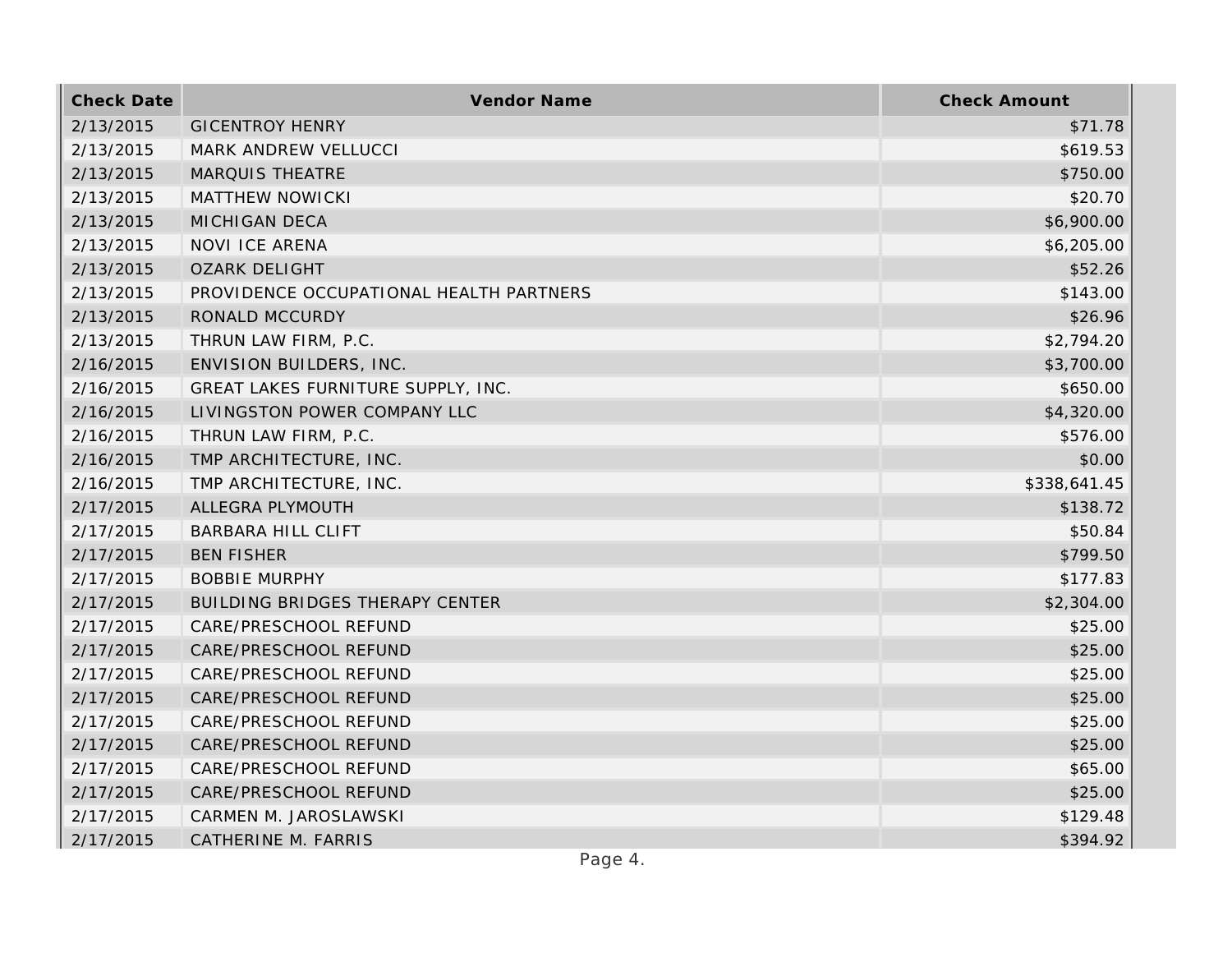| Check Date | Vendor Name | Check Amount |
| --- | --- | --- |
| 2/13/2015 | GICENTROY HENRY | $71.78 |
| 2/13/2015 | MARK ANDREW VELLUCCI | $619.53 |
| 2/13/2015 | MARQUIS THEATRE | $750.00 |
| 2/13/2015 | MATTHEW NOWICKI | $20.70 |
| 2/13/2015 | MICHIGAN DECA | $6,900.00 |
| 2/13/2015 | NOVI ICE ARENA | $6,205.00 |
| 2/13/2015 | OZARK DELIGHT | $52.26 |
| 2/13/2015 | PROVIDENCE OCCUPATIONAL HEALTH PARTNERS | $143.00 |
| 2/13/2015 | RONALD MCCURDY | $26.96 |
| 2/13/2015 | THRUN LAW FIRM, P.C. | $2,794.20 |
| 2/16/2015 | ENVISION BUILDERS, INC. | $3,700.00 |
| 2/16/2015 | GREAT LAKES FURNITURE SUPPLY, INC. | $650.00 |
| 2/16/2015 | LIVINGSTON POWER COMPANY LLC | $4,320.00 |
| 2/16/2015 | THRUN LAW FIRM, P.C. | $576.00 |
| 2/16/2015 | TMP ARCHITECTURE, INC. | $0.00 |
| 2/16/2015 | TMP ARCHITECTURE, INC. | $338,641.45 |
| 2/17/2015 | ALLEGRA PLYMOUTH | $138.72 |
| 2/17/2015 | BARBARA HILL CLIFT | $50.84 |
| 2/17/2015 | BEN FISHER | $799.50 |
| 2/17/2015 | BOBBIE MURPHY | $177.83 |
| 2/17/2015 | BUILDING BRIDGES THERAPY CENTER | $2,304.00 |
| 2/17/2015 | CARE/PRESCHOOL REFUND | $25.00 |
| 2/17/2015 | CARE/PRESCHOOL REFUND | $25.00 |
| 2/17/2015 | CARE/PRESCHOOL REFUND | $25.00 |
| 2/17/2015 | CARE/PRESCHOOL REFUND | $25.00 |
| 2/17/2015 | CARE/PRESCHOOL REFUND | $25.00 |
| 2/17/2015 | CARE/PRESCHOOL REFUND | $25.00 |
| 2/17/2015 | CARE/PRESCHOOL REFUND | $65.00 |
| 2/17/2015 | CARE/PRESCHOOL REFUND | $25.00 |
| 2/17/2015 | CARMEN M. JAROSLAWSKI | $129.48 |
| 2/17/2015 | CATHERINE M. FARRIS | $394.92 |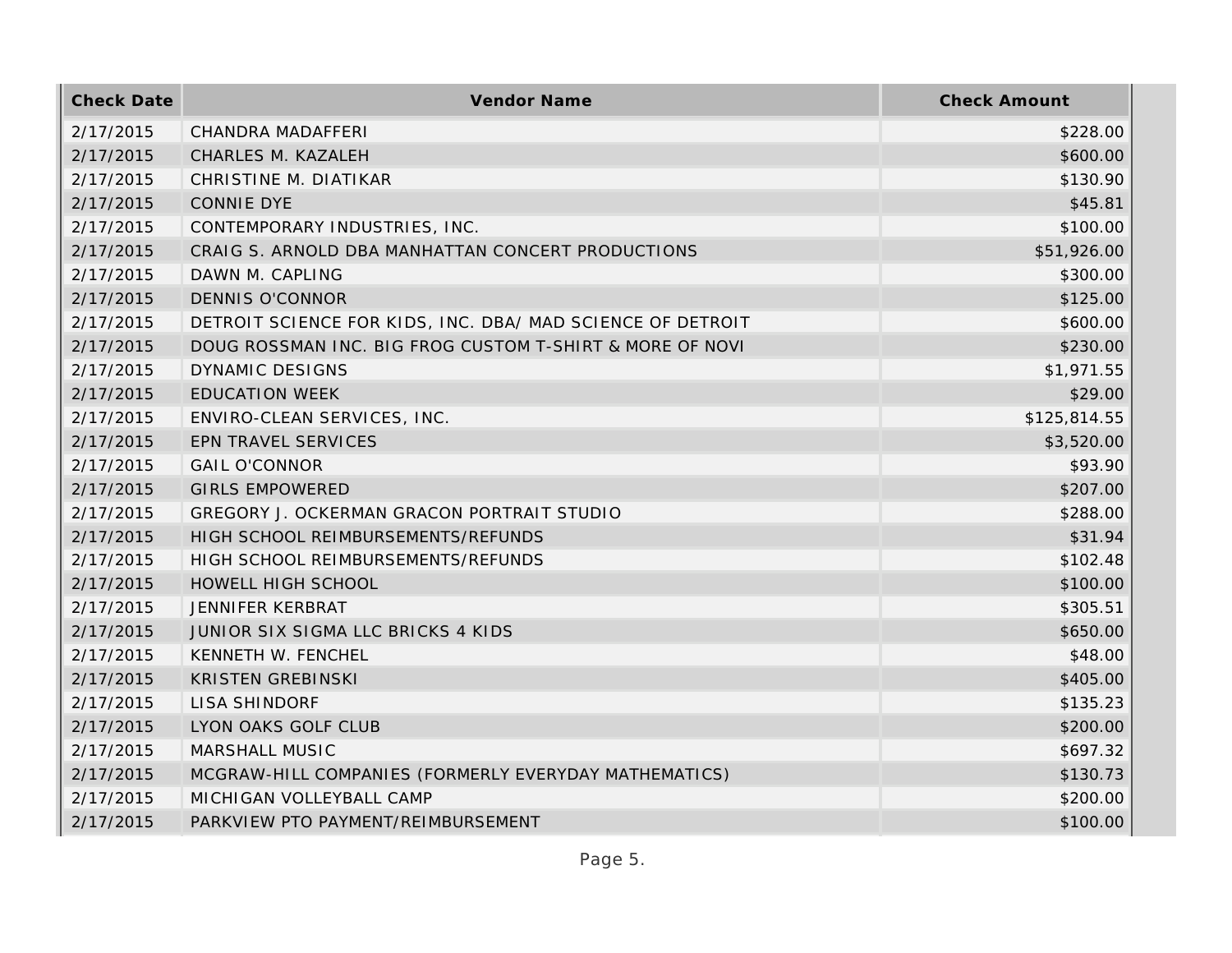| Check Date | Vendor Name | Check Amount |
| --- | --- | --- |
| 2/17/2015 | CHANDRA MADAFFERI | $228.00 |
| 2/17/2015 | CHARLES M. KAZALEH | $600.00 |
| 2/17/2015 | CHRISTINE M. DIATIKAR | $130.90 |
| 2/17/2015 | CONNIE DYE | $45.81 |
| 2/17/2015 | CONTEMPORARY INDUSTRIES, INC. | $100.00 |
| 2/17/2015 | CRAIG S. ARNOLD DBA MANHATTAN CONCERT PRODUCTIONS | $51,926.00 |
| 2/17/2015 | DAWN M. CAPLING | $300.00 |
| 2/17/2015 | DENNIS O'CONNOR | $125.00 |
| 2/17/2015 | DETROIT SCIENCE FOR KIDS, INC. DBA/ MAD SCIENCE OF DETROIT | $600.00 |
| 2/17/2015 | DOUG ROSSMAN INC. BIG FROG CUSTOM T-SHIRT & MORE OF NOVI | $230.00 |
| 2/17/2015 | DYNAMIC DESIGNS | $1,971.55 |
| 2/17/2015 | EDUCATION WEEK | $29.00 |
| 2/17/2015 | ENVIRO-CLEAN SERVICES, INC. | $125,814.55 |
| 2/17/2015 | EPN TRAVEL SERVICES | $3,520.00 |
| 2/17/2015 | GAIL O'CONNOR | $93.90 |
| 2/17/2015 | GIRLS EMPOWERED | $207.00 |
| 2/17/2015 | GREGORY J. OCKERMAN GRACON PORTRAIT STUDIO | $288.00 |
| 2/17/2015 | HIGH SCHOOL REIMBURSEMENTS/REFUNDS | $31.94 |
| 2/17/2015 | HIGH SCHOOL REIMBURSEMENTS/REFUNDS | $102.48 |
| 2/17/2015 | HOWELL HIGH SCHOOL | $100.00 |
| 2/17/2015 | JENNIFER KERBRAT | $305.51 |
| 2/17/2015 | JUNIOR SIX SIGMA LLC BRICKS 4 KIDS | $650.00 |
| 2/17/2015 | KENNETH W. FENCHEL | $48.00 |
| 2/17/2015 | KRISTEN GREBINSKI | $405.00 |
| 2/17/2015 | LISA SHINDORF | $135.23 |
| 2/17/2015 | LYON OAKS GOLF CLUB | $200.00 |
| 2/17/2015 | MARSHALL MUSIC | $697.32 |
| 2/17/2015 | MCGRAW-HILL COMPANIES (FORMERLY EVERYDAY MATHEMATICS) | $130.73 |
| 2/17/2015 | MICHIGAN VOLLEYBALL CAMP | $200.00 |
| 2/17/2015 | PARKVIEW PTO PAYMENT/REIMBURSEMENT | $100.00 |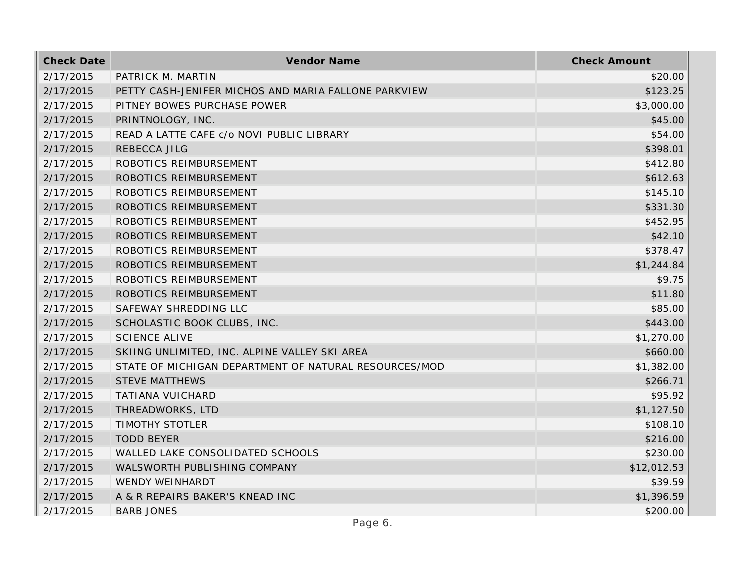| Check Date | Vendor Name | Check Amount |
|---|---|---|
| 2/17/2015 | PATRICK M. MARTIN | $20.00 |
| 2/17/2015 | PETTY CASH-JENIFER MICHOS AND MARIA FALLONE PARKVIEW | $123.25 |
| 2/17/2015 | PITNEY BOWES PURCHASE POWER | $3,000.00 |
| 2/17/2015 | PRINTNOLOGY, INC. | $45.00 |
| 2/17/2015 | READ A LATTE CAFE c/o NOVI PUBLIC LIBRARY | $54.00 |
| 2/17/2015 | REBECCA JILG | $398.01 |
| 2/17/2015 | ROBOTICS REIMBURSEMENT | $412.80 |
| 2/17/2015 | ROBOTICS REIMBURSEMENT | $612.63 |
| 2/17/2015 | ROBOTICS REIMBURSEMENT | $145.10 |
| 2/17/2015 | ROBOTICS REIMBURSEMENT | $331.30 |
| 2/17/2015 | ROBOTICS REIMBURSEMENT | $452.95 |
| 2/17/2015 | ROBOTICS REIMBURSEMENT | $42.10 |
| 2/17/2015 | ROBOTICS REIMBURSEMENT | $378.47 |
| 2/17/2015 | ROBOTICS REIMBURSEMENT | $1,244.84 |
| 2/17/2015 | ROBOTICS REIMBURSEMENT | $9.75 |
| 2/17/2015 | ROBOTICS REIMBURSEMENT | $11.80 |
| 2/17/2015 | SAFEWAY SHREDDING LLC | $85.00 |
| 2/17/2015 | SCHOLASTIC BOOK CLUBS, INC. | $443.00 |
| 2/17/2015 | SCIENCE ALIVE | $1,270.00 |
| 2/17/2015 | SKIING UNLIMITED, INC. ALPINE VALLEY SKI AREA | $660.00 |
| 2/17/2015 | STATE OF MICHIGAN DEPARTMENT OF NATURAL RESOURCES/MOD | $1,382.00 |
| 2/17/2015 | STEVE MATTHEWS | $266.71 |
| 2/17/2015 | TATIANA VUICHARD | $95.92 |
| 2/17/2015 | THREADWORKS, LTD | $1,127.50 |
| 2/17/2015 | TIMOTHY STOTLER | $108.10 |
| 2/17/2015 | TODD BEYER | $216.00 |
| 2/17/2015 | WALLED LAKE CONSOLIDATED SCHOOLS | $230.00 |
| 2/17/2015 | WALSWORTH PUBLISHING COMPANY | $12,012.53 |
| 2/17/2015 | WENDY WEINHARDT | $39.59 |
| 2/17/2015 | A & R REPAIRS BAKER'S KNEAD INC | $1,396.59 |
| 2/17/2015 | BARB JONES | $200.00 |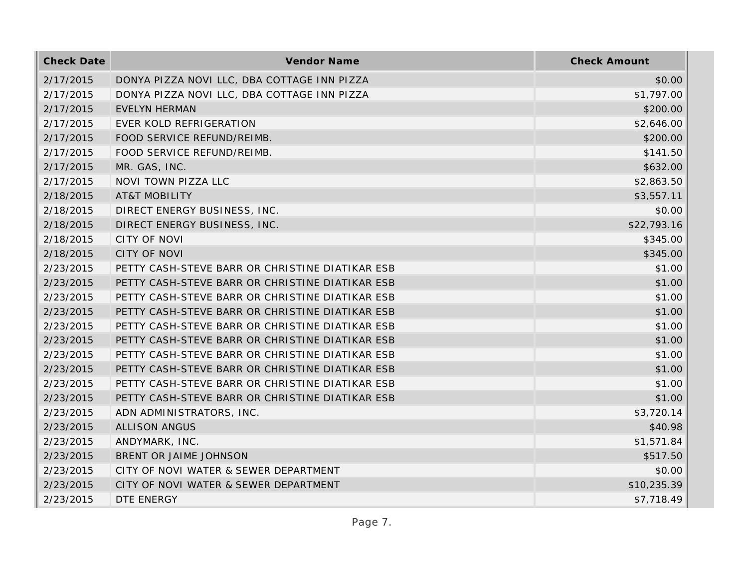| Check Date | Vendor Name | Check Amount |
|---|---|---|
| 2/17/2015 | DONYA PIZZA NOVI LLC, DBA COTTAGE INN PIZZA | $0.00 |
| 2/17/2015 | DONYA PIZZA NOVI LLC, DBA COTTAGE INN PIZZA | $1,797.00 |
| 2/17/2015 | EVELYN HERMAN | $200.00 |
| 2/17/2015 | EVER KOLD REFRIGERATION | $2,646.00 |
| 2/17/2015 | FOOD SERVICE REFUND/REIMB. | $200.00 |
| 2/17/2015 | FOOD SERVICE REFUND/REIMB. | $141.50 |
| 2/17/2015 | MR. GAS, INC. | $632.00 |
| 2/17/2015 | NOVI TOWN PIZZA LLC | $2,863.50 |
| 2/18/2015 | AT&T MOBILITY | $3,557.11 |
| 2/18/2015 | DIRECT ENERGY BUSINESS, INC. | $0.00 |
| 2/18/2015 | DIRECT ENERGY BUSINESS, INC. | $22,793.16 |
| 2/18/2015 | CITY OF NOVI | $345.00 |
| 2/18/2015 | CITY OF NOVI | $345.00 |
| 2/23/2015 | PETTY CASH-STEVE BARR OR CHRISTINE DIATIKAR ESB | $1.00 |
| 2/23/2015 | PETTY CASH-STEVE BARR OR CHRISTINE DIATIKAR ESB | $1.00 |
| 2/23/2015 | PETTY CASH-STEVE BARR OR CHRISTINE DIATIKAR ESB | $1.00 |
| 2/23/2015 | PETTY CASH-STEVE BARR OR CHRISTINE DIATIKAR ESB | $1.00 |
| 2/23/2015 | PETTY CASH-STEVE BARR OR CHRISTINE DIATIKAR ESB | $1.00 |
| 2/23/2015 | PETTY CASH-STEVE BARR OR CHRISTINE DIATIKAR ESB | $1.00 |
| 2/23/2015 | PETTY CASH-STEVE BARR OR CHRISTINE DIATIKAR ESB | $1.00 |
| 2/23/2015 | PETTY CASH-STEVE BARR OR CHRISTINE DIATIKAR ESB | $1.00 |
| 2/23/2015 | PETTY CASH-STEVE BARR OR CHRISTINE DIATIKAR ESB | $1.00 |
| 2/23/2015 | PETTY CASH-STEVE BARR OR CHRISTINE DIATIKAR ESB | $1.00 |
| 2/23/2015 | ADN ADMINISTRATORS, INC. | $3,720.14 |
| 2/23/2015 | ALLISON ANGUS | $40.98 |
| 2/23/2015 | ANDYMARK, INC. | $1,571.84 |
| 2/23/2015 | BRENT OR JAIME JOHNSON | $517.50 |
| 2/23/2015 | CITY OF NOVI WATER & SEWER DEPARTMENT | $0.00 |
| 2/23/2015 | CITY OF NOVI WATER & SEWER DEPARTMENT | $10,235.39 |
| 2/23/2015 | DTE ENERGY | $7,718.49 |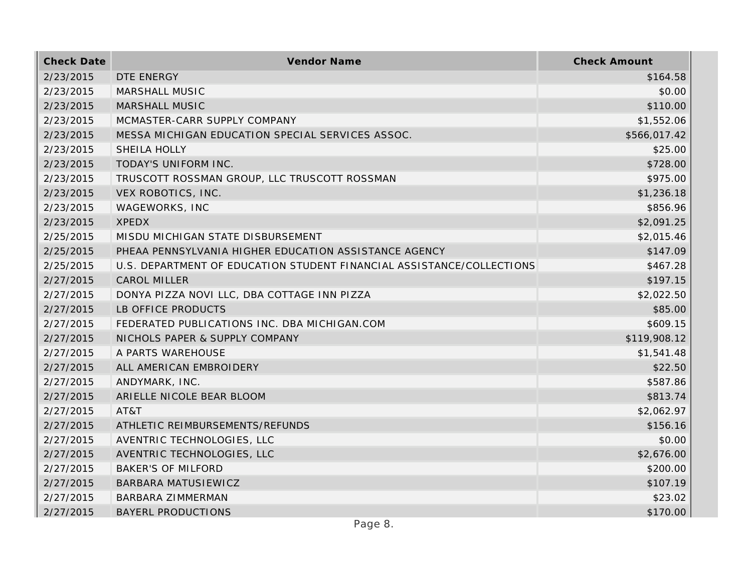| Check Date | Vendor Name | Check Amount |
|---|---|---|
| 2/23/2015 | DTE ENERGY | $164.58 |
| 2/23/2015 | MARSHALL MUSIC | $0.00 |
| 2/23/2015 | MARSHALL MUSIC | $110.00 |
| 2/23/2015 | MCMASTER-CARR SUPPLY COMPANY | $1,552.06 |
| 2/23/2015 | MESSA MICHIGAN EDUCATION SPECIAL SERVICES ASSOC. | $566,017.42 |
| 2/23/2015 | SHEILA HOLLY | $25.00 |
| 2/23/2015 | TODAY'S UNIFORM INC. | $728.00 |
| 2/23/2015 | TRUSCOTT ROSSMAN GROUP, LLC TRUSCOTT ROSSMAN | $975.00 |
| 2/23/2015 | VEX ROBOTICS, INC. | $1,236.18 |
| 2/23/2015 | WAGEWORKS, INC | $856.96 |
| 2/23/2015 | XPEDX | $2,091.25 |
| 2/25/2015 | MISDU MICHIGAN STATE DISBURSEMENT | $2,015.46 |
| 2/25/2015 | PHEAA PENNSYLVANIA HIGHER EDUCATION ASSISTANCE AGENCY | $147.09 |
| 2/25/2015 | U.S. DEPARTMENT OF EDUCATION STUDENT FINANCIAL ASSISTANCE/COLLECTIONS | $467.28 |
| 2/27/2015 | CAROL MILLER | $197.15 |
| 2/27/2015 | DONYA PIZZA NOVI LLC, DBA COTTAGE INN PIZZA | $2,022.50 |
| 2/27/2015 | LB OFFICE PRODUCTS | $85.00 |
| 2/27/2015 | FEDERATED PUBLICATIONS INC. DBA MICHIGAN.COM | $609.15 |
| 2/27/2015 | NICHOLS PAPER & SUPPLY COMPANY | $119,908.12 |
| 2/27/2015 | A PARTS WAREHOUSE | $1,541.48 |
| 2/27/2015 | ALL AMERICAN EMBROIDERY | $22.50 |
| 2/27/2015 | ANDYMARK, INC. | $587.86 |
| 2/27/2015 | ARIELLE NICOLE BEAR BLOOM | $813.74 |
| 2/27/2015 | AT&T | $2,062.97 |
| 2/27/2015 | ATHLETIC REIMBURSEMENTS/REFUNDS | $156.16 |
| 2/27/2015 | AVENTRIC TECHNOLOGIES, LLC | $0.00 |
| 2/27/2015 | AVENTRIC TECHNOLOGIES, LLC | $2,676.00 |
| 2/27/2015 | BAKER'S OF MILFORD | $200.00 |
| 2/27/2015 | BARBARA MATUSIEWICZ | $107.19 |
| 2/27/2015 | BARBARA ZIMMERMAN | $23.02 |
| 2/27/2015 | BAYERL PRODUCTIONS | $170.00 |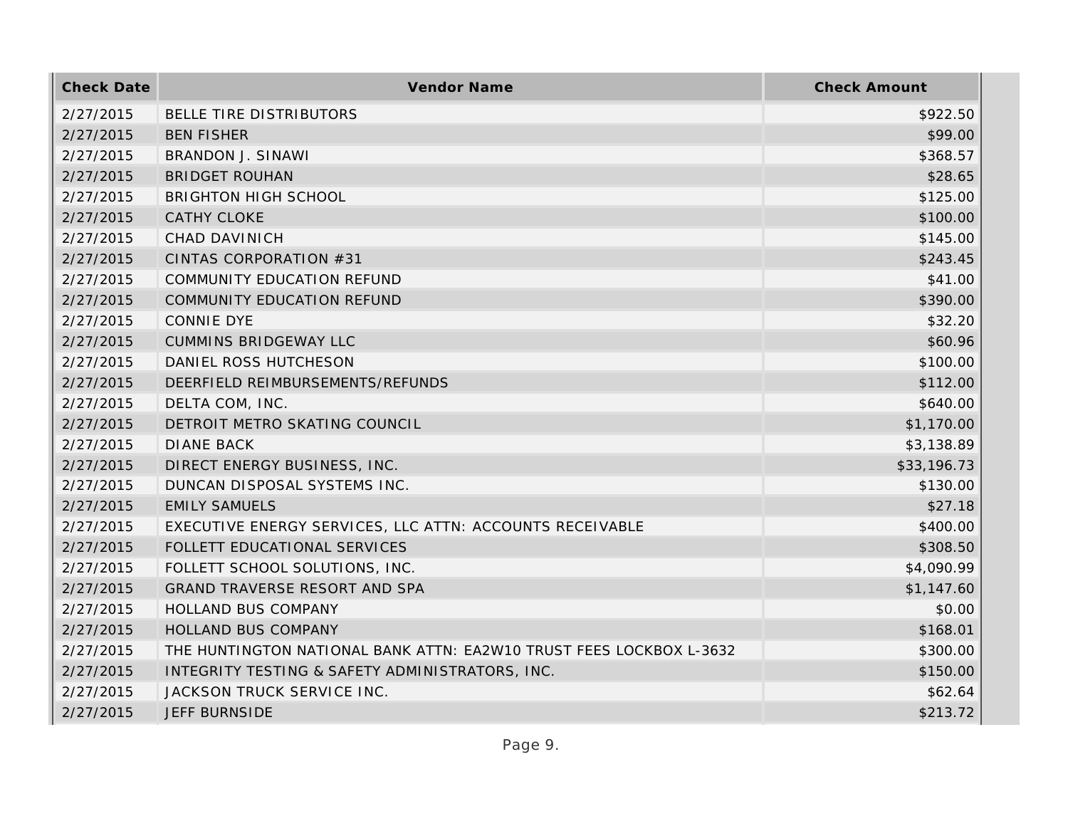| Check Date | Vendor Name | Check Amount |
| --- | --- | --- |
| 2/27/2015 | BELLE TIRE DISTRIBUTORS | $922.50 |
| 2/27/2015 | BEN FISHER | $99.00 |
| 2/27/2015 | BRANDON J. SINAWI | $368.57 |
| 2/27/2015 | BRIDGET ROUHAN | $28.65 |
| 2/27/2015 | BRIGHTON HIGH SCHOOL | $125.00 |
| 2/27/2015 | CATHY CLOKE | $100.00 |
| 2/27/2015 | CHAD DAVINICH | $145.00 |
| 2/27/2015 | CINTAS CORPORATION #31 | $243.45 |
| 2/27/2015 | COMMUNITY EDUCATION REFUND | $41.00 |
| 2/27/2015 | COMMUNITY EDUCATION REFUND | $390.00 |
| 2/27/2015 | CONNIE DYE | $32.20 |
| 2/27/2015 | CUMMINS BRIDGEWAY LLC | $60.96 |
| 2/27/2015 | DANIEL ROSS HUTCHESON | $100.00 |
| 2/27/2015 | DEERFIELD REIMBURSEMENTS/REFUNDS | $112.00 |
| 2/27/2015 | DELTA COM, INC. | $640.00 |
| 2/27/2015 | DETROIT METRO SKATING COUNCIL | $1,170.00 |
| 2/27/2015 | DIANE BACK | $3,138.89 |
| 2/27/2015 | DIRECT ENERGY BUSINESS, INC. | $33,196.73 |
| 2/27/2015 | DUNCAN DISPOSAL SYSTEMS INC. | $130.00 |
| 2/27/2015 | EMILY SAMUELS | $27.18 |
| 2/27/2015 | EXECUTIVE ENERGY SERVICES, LLC ATTN: ACCOUNTS RECEIVABLE | $400.00 |
| 2/27/2015 | FOLLETT EDUCATIONAL SERVICES | $308.50 |
| 2/27/2015 | FOLLETT SCHOOL SOLUTIONS, INC. | $4,090.99 |
| 2/27/2015 | GRAND TRAVERSE RESORT AND SPA | $1,147.60 |
| 2/27/2015 | HOLLAND BUS COMPANY | $0.00 |
| 2/27/2015 | HOLLAND BUS COMPANY | $168.01 |
| 2/27/2015 | THE HUNTINGTON NATIONAL BANK ATTN: EA2W10 TRUST FEES LOCKBOX L-3632 | $300.00 |
| 2/27/2015 | INTEGRITY TESTING & SAFETY ADMINISTRATORS, INC. | $150.00 |
| 2/27/2015 | JACKSON TRUCK SERVICE INC. | $62.64 |
| 2/27/2015 | JEFF BURNSIDE | $213.72 |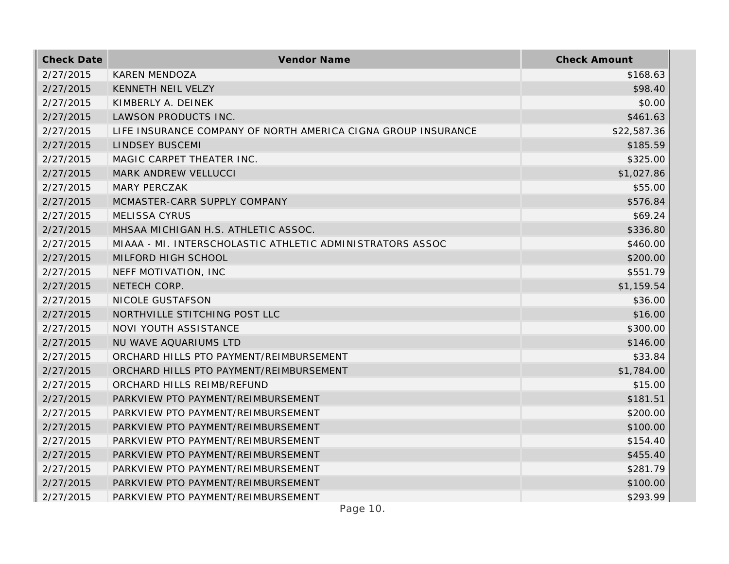| Check Date | Vendor Name | Check Amount |
| --- | --- | --- |
| 2/27/2015 | KAREN MENDOZA | $168.63 |
| 2/27/2015 | KENNETH NEIL VELZY | $98.40 |
| 2/27/2015 | KIMBERLY A. DEINEK | $0.00 |
| 2/27/2015 | LAWSON PRODUCTS INC. | $461.63 |
| 2/27/2015 | LIFE INSURANCE COMPANY OF NORTH AMERICA CIGNA GROUP INSURANCE | $22,587.36 |
| 2/27/2015 | LINDSEY BUSCEMI | $185.59 |
| 2/27/2015 | MAGIC CARPET THEATER INC. | $325.00 |
| 2/27/2015 | MARK ANDREW VELLUCCI | $1,027.86 |
| 2/27/2015 | MARY PERCZAK | $55.00 |
| 2/27/2015 | MCMASTER-CARR SUPPLY COMPANY | $576.84 |
| 2/27/2015 | MELISSA CYRUS | $69.24 |
| 2/27/2015 | MHSAA MICHIGAN H.S. ATHLETIC ASSOC. | $336.80 |
| 2/27/2015 | MIAAA - MI. INTERSCHOLASTIC ATHLETIC ADMINISTRATORS ASSOC | $460.00 |
| 2/27/2015 | MILFORD HIGH SCHOOL | $200.00 |
| 2/27/2015 | NEFF MOTIVATION, INC | $551.79 |
| 2/27/2015 | NETECH CORP. | $1,159.54 |
| 2/27/2015 | NICOLE GUSTAFSON | $36.00 |
| 2/27/2015 | NORTHVILLE STITCHING POST LLC | $16.00 |
| 2/27/2015 | NOVI YOUTH ASSISTANCE | $300.00 |
| 2/27/2015 | NU WAVE AQUARIUMS LTD | $146.00 |
| 2/27/2015 | ORCHARD HILLS PTO PAYMENT/REIMBURSEMENT | $33.84 |
| 2/27/2015 | ORCHARD HILLS PTO PAYMENT/REIMBURSEMENT | $1,784.00 |
| 2/27/2015 | ORCHARD HILLS REIMB/REFUND | $15.00 |
| 2/27/2015 | PARKVIEW PTO PAYMENT/REIMBURSEMENT | $181.51 |
| 2/27/2015 | PARKVIEW PTO PAYMENT/REIMBURSEMENT | $200.00 |
| 2/27/2015 | PARKVIEW PTO PAYMENT/REIMBURSEMENT | $100.00 |
| 2/27/2015 | PARKVIEW PTO PAYMENT/REIMBURSEMENT | $154.40 |
| 2/27/2015 | PARKVIEW PTO PAYMENT/REIMBURSEMENT | $455.40 |
| 2/27/2015 | PARKVIEW PTO PAYMENT/REIMBURSEMENT | $281.79 |
| 2/27/2015 | PARKVIEW PTO PAYMENT/REIMBURSEMENT | $100.00 |
| 2/27/2015 | PARKVIEW PTO PAYMENT/REIMBURSEMENT | $293.99 |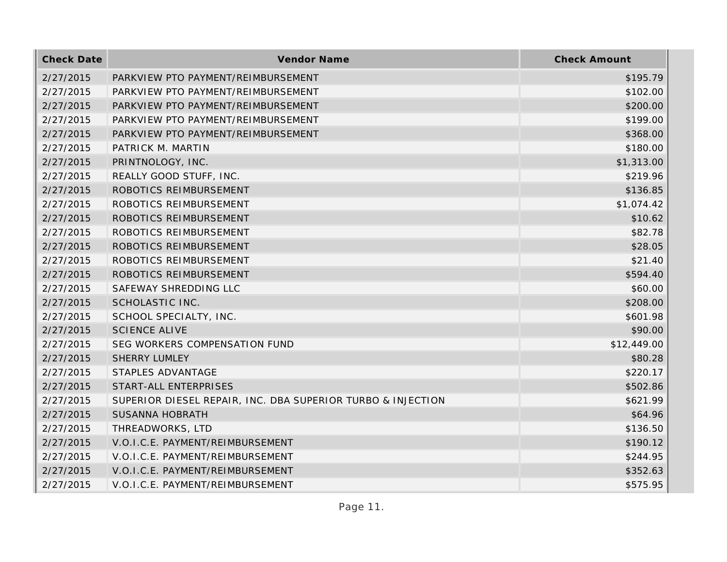| Check Date | Vendor Name | Check Amount |
|---|---|---|
| 2/27/2015 | PARKVIEW PTO PAYMENT/REIMBURSEMENT | $195.79 |
| 2/27/2015 | PARKVIEW PTO PAYMENT/REIMBURSEMENT | $102.00 |
| 2/27/2015 | PARKVIEW PTO PAYMENT/REIMBURSEMENT | $200.00 |
| 2/27/2015 | PARKVIEW PTO PAYMENT/REIMBURSEMENT | $199.00 |
| 2/27/2015 | PARKVIEW PTO PAYMENT/REIMBURSEMENT | $368.00 |
| 2/27/2015 | PATRICK M. MARTIN | $180.00 |
| 2/27/2015 | PRINTNOLOGY, INC. | $1,313.00 |
| 2/27/2015 | REALLY GOOD STUFF, INC. | $219.96 |
| 2/27/2015 | ROBOTICS REIMBURSEMENT | $136.85 |
| 2/27/2015 | ROBOTICS REIMBURSEMENT | $1,074.42 |
| 2/27/2015 | ROBOTICS REIMBURSEMENT | $10.62 |
| 2/27/2015 | ROBOTICS REIMBURSEMENT | $82.78 |
| 2/27/2015 | ROBOTICS REIMBURSEMENT | $28.05 |
| 2/27/2015 | ROBOTICS REIMBURSEMENT | $21.40 |
| 2/27/2015 | ROBOTICS REIMBURSEMENT | $594.40 |
| 2/27/2015 | SAFEWAY SHREDDING LLC | $60.00 |
| 2/27/2015 | SCHOLASTIC INC. | $208.00 |
| 2/27/2015 | SCHOOL SPECIALTY, INC. | $601.98 |
| 2/27/2015 | SCIENCE ALIVE | $90.00 |
| 2/27/2015 | SEG WORKERS COMPENSATION FUND | $12,449.00 |
| 2/27/2015 | SHERRY LUMLEY | $80.28 |
| 2/27/2015 | STAPLES ADVANTAGE | $220.17 |
| 2/27/2015 | START-ALL ENTERPRISES | $502.86 |
| 2/27/2015 | SUPERIOR DIESEL REPAIR, INC. DBA SUPERIOR TURBO & INJECTION | $621.99 |
| 2/27/2015 | SUSANNA HOBRATH | $64.96 |
| 2/27/2015 | THREADWORKS, LTD | $136.50 |
| 2/27/2015 | V.O.I.C.E. PAYMENT/REIMBURSEMENT | $190.12 |
| 2/27/2015 | V.O.I.C.E. PAYMENT/REIMBURSEMENT | $244.95 |
| 2/27/2015 | V.O.I.C.E. PAYMENT/REIMBURSEMENT | $352.63 |
| 2/27/2015 | V.O.I.C.E. PAYMENT/REIMBURSEMENT | $575.95 |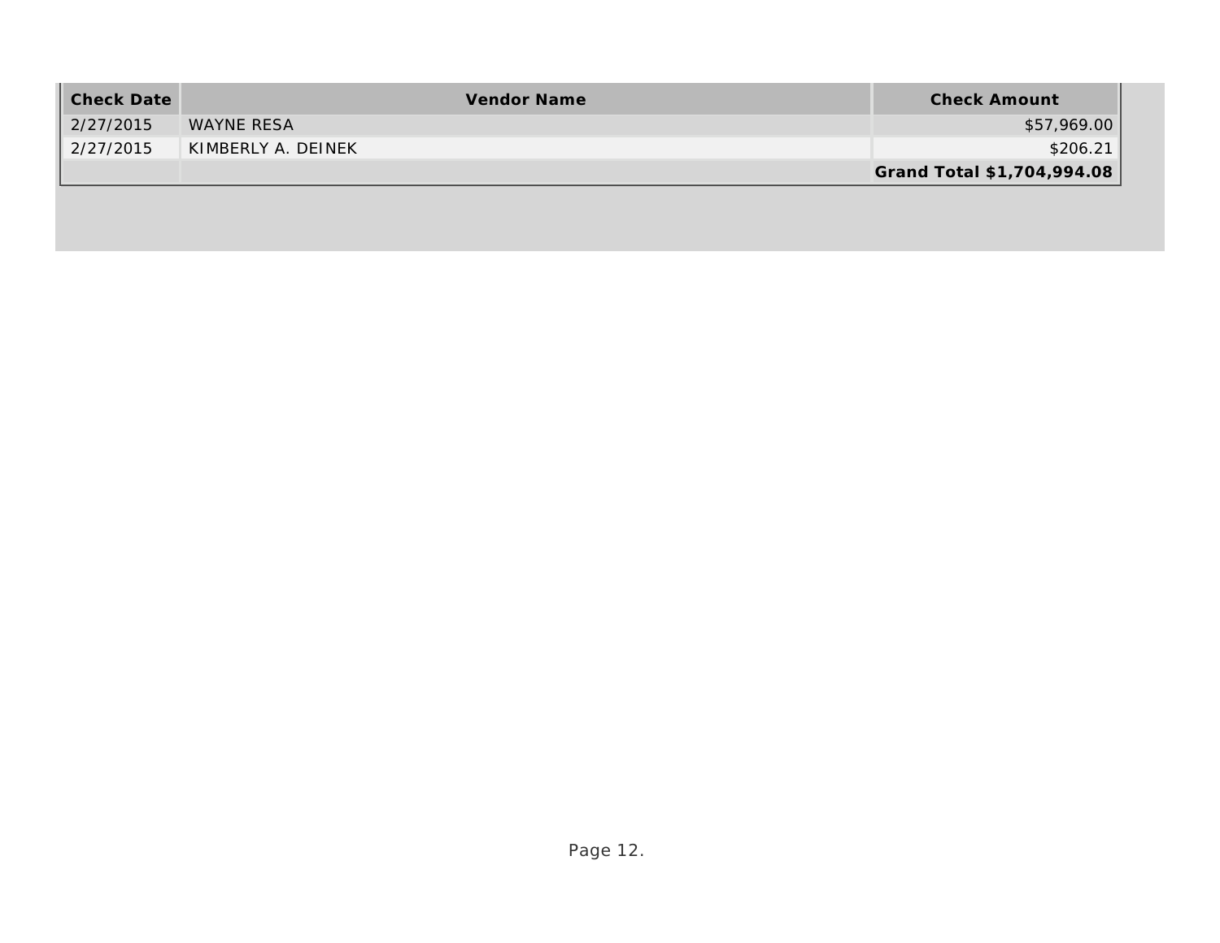| Check Date | Vendor Name | Check Amount |
| --- | --- | --- |
| 2/27/2015 | WAYNE RESA | $57,969.00 |
| 2/27/2015 | KIMBERLY A. DEINEK | $206.21 |
| | | **Grand Total $1,704,994.08** |